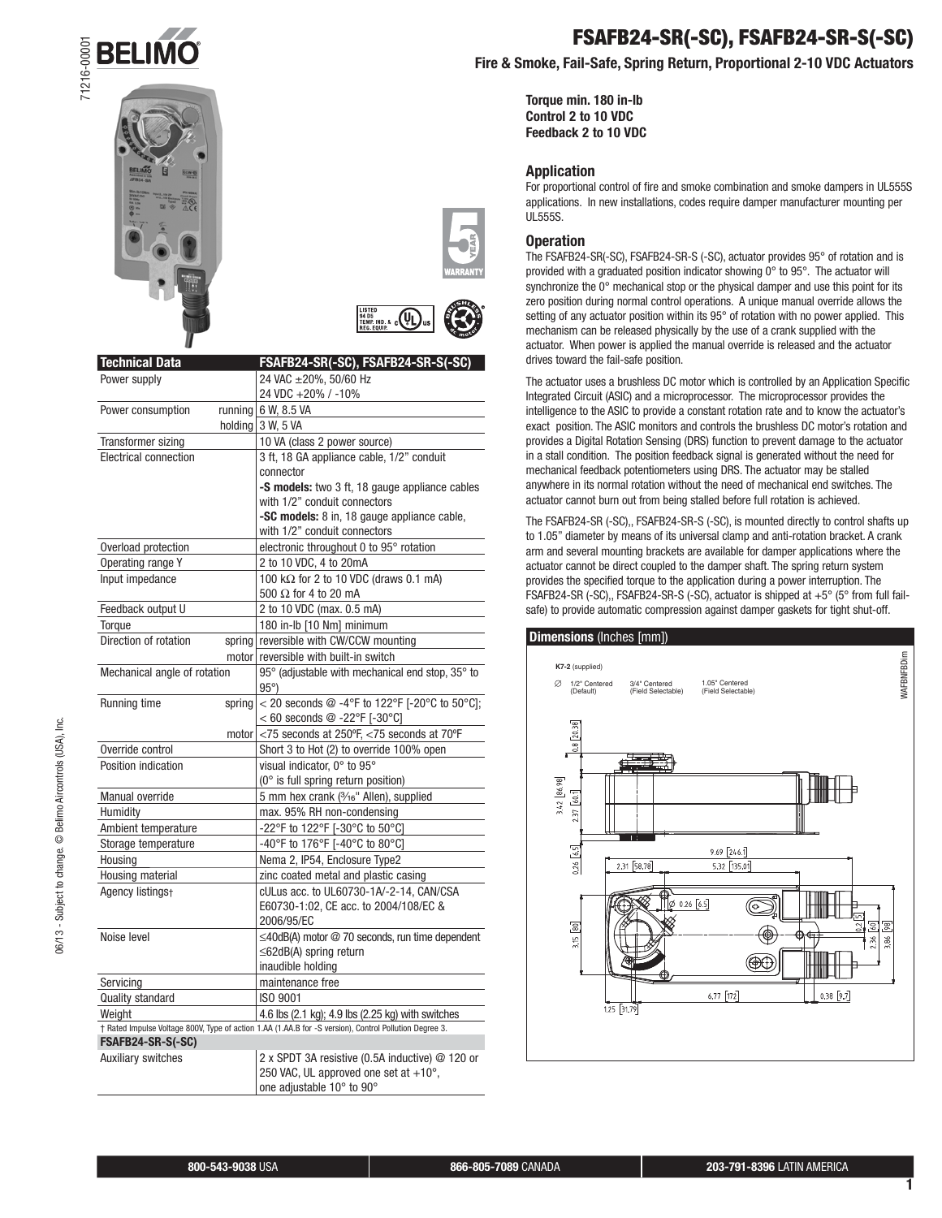# FSAFB24-SR(-SC), FSAFB24-SR-S(-SC)

## Fire & Smoke, Fail-Safe, Spring Return, Proportional 2-10 VDC Actuators

**Torque min. 180 in-lb**
**Control 2 to 10 VDC**
**Feedback 2 to 10 VDC**

| Technical Data | | FSAFB24-SR(-SC), FSAFB24-SR-S(-SC) |
|---|---|---|
| Power supply | | 24 VAC ±20%, 50/60 Hz<br>24 VDC +20% / -10% |
| Power consumption | running | 6 W, 8.5 VA |
| | holding | 3 W, 5 VA |
| Transformer sizing | | 10 VA (class 2 power source) |
| Electrical connection | | 3 ft, 18 GA appliance cable, 1/2" conduit connector<br>**-S models:** two 3 ft, 18 gauge appliance cables with 1/2" conduit connectors<br>**-SC models:** 8 in, 18 gauge appliance cable, with 1/2" conduit connectors |
| Overload protection | | electronic throughout 0 to 95° rotation |
| Operating range Y | | 2 to 10 VDC, 4 to 20mA |
| Input impedance | | 100 kΩ for 2 to 10 VDC (draws 0.1 mA)<br>500 Ω for 4 to 20 mA |
| Feedback output U | | 2 to 10 VDC (max. 0.5 mA) |
| Torque | | 180 in-lb [10 Nm] minimum |
| Direction of rotation | spring | reversible with CW/CCW mounting |
| | motor | reversible with built-in switch |
| Mechanical angle of rotation | | 95° (adjustable with mechanical end stop, 35° to 95°) |
| Running time | spring | < 20 seconds @ -4°F to 122°F [-20°C to 50°C];<br>< 60 seconds @ -22°F [-30°C] |
| | motor | <75 seconds at 250ºF, <75 seconds at 70ºF |
| Override control | | Short 3 to Hot (2) to override 100% open |
| Position indication | | visual indicator, 0° to 95°<br>(0° is full spring return position) |
| Manual override | | 5 mm hex crank (3/16" Allen), supplied |
| Humidity | | max. 95% RH non-condensing |
| Ambient temperature | | -22°F to 122°F [-30°C to 50°C] |
| Storage temperature | | -40°F to 176°F [-40°C to 80°C] |
| Housing | | Nema 2, IP54, Enclosure Type2 |
| Housing material | | zinc coated metal and plastic casing |
| Agency listings† | | cULus acc. to UL60730-1A/-2-14, CAN/CSA E60730-1:02, CE acc. to 2004/108/EC & 2006/95/EC |
| Noise level | | ≤40dB(A) motor @ 70 seconds, run time dependent<br>≤62dB(A) spring return<br>inaudible holding |
| Servicing | | maintenance free |
| Quality standard | | ISO 9001 |
| Weight | | 4.6 lbs (2.1 kg); 4.9 lbs (2.25 kg) with switches |

† Rated Impulse Voltage 800V, Type of action 1.AA (1.AA.B for -S version), Control Pollution Degree 3.

| FSAFB24-SR-S(-SC) | |
|---|---|
| Auxiliary switches | 2 x SPDT 3A resistive (0.5A inductive) @ 120 or 250 VAC, UL approved one set at +10°, one adjustable 10° to 90° |

### Application

For proportional control of fire and smoke combination and smoke dampers in UL555S applications. In new installations, codes require damper manufacturer mounting per UL555S.

### Operation

The FSAFB24-SR(-SC), FSAFB24-SR-S (-SC), actuator provides 95° of rotation and is provided with a graduated position indicator showing 0° to 95°. The actuator will synchronize the 0° mechanical stop or the physical damper and use this point for its zero position during normal control operations. A unique manual override allows the setting of any actuator position within its 95° of rotation with no power applied. This mechanism can be released physically by the use of a crank supplied with the actuator. When power is applied the manual override is released and the actuator drives toward the fail-safe position.

The actuator uses a brushless DC motor which is controlled by an Application Specific Integrated Circuit (ASIC) and a microprocessor. The microprocessor provides the intelligence to the ASIC to provide a constant rotation rate and to know the actuator's exact position. The ASIC monitors and controls the brushless DC motor's rotation and provides a Digital Rotation Sensing (DRS) function to prevent damage to the actuator in a stall condition. The position feedback signal is generated without the need for mechanical feedback potentiometers using DRS. The actuator may be stalled anywhere in its normal rotation without the need of mechanical end switches. The actuator cannot burn out from being stalled before full rotation is achieved.

The FSAFB24-SR (-SC),, FSAFB24-SR-S (-SC), is mounted directly to control shafts up to 1.05" diameter by means of its universal clamp and anti-rotation bracket. A crank arm and several mounting brackets are available for damper applications where the actuator cannot be direct coupled to the damper shaft. The spring return system provides the specified torque to the application during a power interruption. The FSAFB24-SR (-SC),, FSAFB24-SR-S (-SC), actuator is shipped at +5° (5° from full fail-safe) to provide automatic compression against damper gaskets for tight shut-off.

### Dimensions (Inches [mm])

K7-2 (supplied)

∅ 1/2" Centered (Default) | 3/4" Centered (Field Selectable) | 1.05" Centered (Field Selectable)

800-543-9038 USA | 866-805-7089 CANADA | 203-791-8396 LATIN AMERICA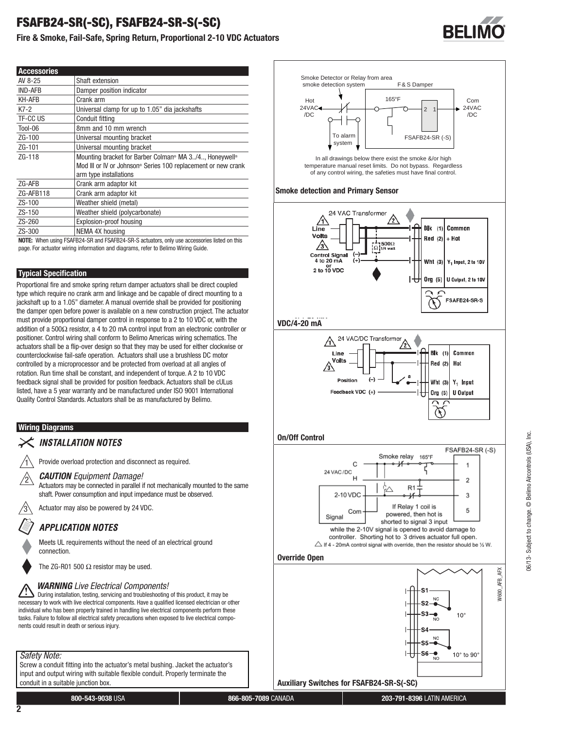# FSAFB24-SR(-SC), FSAFB24-SR-S(-SC)

**Fire & Smoke, Fail-Safe, Spring Return, Proportional 2-10 VDC Actuators**

| Accessories | |
|---|---|
| AV 8-25 | Shaft extension |
| IND-AFB | Damper position indicator |
| KH-AFB | Crank arm |
| K7-2 | Universal clamp for up to 1.05” dia jackshafts |
| TF-CC US | Conduit fitting |
| Tool-06 | 8mm and 10 mm wrench |
| ZG-100 | Universal mounting bracket |
| ZG-101 | Universal mounting bracket |
| ZG-118 | Mounting bracket for Barber Colman® MA 3../4.., Honeywell® Mod III or IV or Johnson® Series 100 replacement or new crank arm type installations |
| ZG-AFB | Crank arm adaptor kit |
| ZG-AFB118 | Crank arm adaptor kit |
| ZS-100 | Weather shield (metal) |
| ZS-150 | Weather shield (polycarbonate) |
| ZS-260 | Explosion-proof housing |
| ZS-300 | NEMA 4X housing |

**NOTE:** When using FSAFB24-SR and FSAFB24-SR-S actuators, only use accessories listed on this page. For actuator wiring information and diagrams, refer to Belimo Wiring Guide.

## Typical Specification

Proportional fire and smoke spring return damper actuators shall be direct coupled type which require no crank arm and linkage and be capable of direct mounting to a jackshaft up to a 1.05” diameter. A manual override shall be provided for positioning the damper open before power is available on a new construction project. The actuator must provide proportional damper control in response to a 2 to 10 VDC or, with the addition of a 500Ω resistor, a 4 to 20 mA control input from an electronic controller or positioner. Control wiring shall conform to Belimo Americas wiring schematics. The actuators shall be a flip-over design so that they may be used for either clockwise or counterclockwise fail-safe operation. Actuators shall use a brushless DC motor controlled by a microprocessor and be protected from overload at all angles of rotation. Run time shall be constant, and independent of torque. A 2 to 10 VDC feedback signal shall be provided for position feedback. Actuators shall be cULus listed, have a 5 year warranty and be manufactured under ISO 9001 International Quality Control Standards. Actuators shall be as manufactured by Belimo.

## Wiring Diagrams

### INSTALLATION NOTES

1. Provide overload protection and disconnect as required.
2. ***CAUTION** Equipment Damage!* Actuators may be connected in parallel if not mechanically mounted to the same shaft. Power consumption and input impedance must be observed.
3. Actuator may also be powered by 24 VDC.

### APPLICATION NOTES

- Meets UL requirements without the need of an electrical ground connection.
- The ZG-R01 500 Ω resistor may be used.

***WARNING** Live Electrical Components!*
During installation, testing, servicing and troubleshooting of this product, it may be necessary to work with live electrical components. Have a qualified licensed electrician or other individual who has been properly trained in handling live electrical components perform these tasks. Failure to follow all electrical safety precautions when exposed to live electrical components could result in death or serious injury.

*Safety Note:*
Screw a conduit fitting into the actuator’s metal bushing. Jacket the actuator’s input and output wiring with suitable flexible conduit. Properly terminate the conduit in a suitable junction box.

Smoke Detector or Relay from area smoke detection system — F & S Damper — Hot 24VAC /DC — 165°F — 2 1 — Com 24VAC /DC — To alarm system — FSAFB24-SR (-S)

In all drawings below there exist the smoke &/or high temperature manual reset limits. Do not bypass. Regardless of any control wiring, the safeties must have final control.

**Smoke detection and Primary Sensor**

24 VAC Transformer — Line Volts — 500Ω 1/4 watt — Control Signal 4 to 20 mA or 2 to 10 VDC (–) (+) — Blk (1) Common — Red (2) + Hot — Wht (3) $Y_1$ Input, 2 to 10V — Org (5) U Output, 2 to 10V — FSAFB24-SR-S

**VDC/4-20 mA**

24 VAC/DC Transformer — Line Volts — Position (–) — Feedback VDC (+) — a — Blk (1) Common — Red (2) Hot — Wht (3) $Y_1$ Input — Org (5) U Output

**On/Off Control**

FSAFB24-SR (-S) — Smoke relay 165°F — C — 24 VAC/DC — H — R1 — 2-10 VDC — Com — Signal — 1 2 3 5

If Relay 1 coil is powered, then hot is shorted to signal 3 input while the 2-10V signal is opened to avoid damage to controller. Shorting hot to 3 drives actuator full open.

△ If 4 - 20mA control signal with override, then the resistor should be ½ W.

**Override Open**

S1 — S2 NC — S3 NO — 10° — S4 — S5 NC — S6 NO — 10° to 90°

W600_AFB_AFX

**Auxiliary Switches for FSAFB24-SR-S(-SC)**

06/13 - Subject to change. © Belimo Aircontrols (USA), Inc.

**800-543-9038** USA | **866-805-7089** CANADA | **203-791-8396** LATIN AMERICA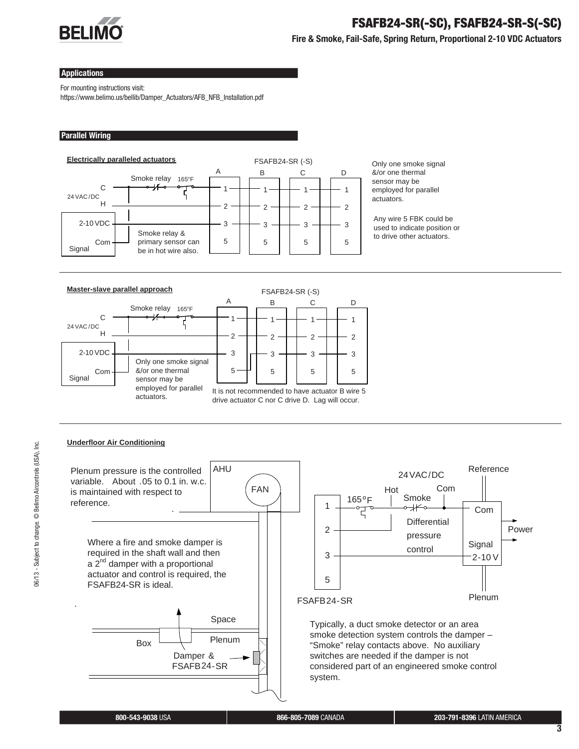## Applications

For mounting instructions visit:
https://www.belimo.us/bellib/Damper_Actuators/AFB_NFB_Installation.pdf

## Parallel Wiring

**Electrically paralleled actuators**

FSAFB24-SR (-S)

A B C D

C — Smoke relay — 165°F

24 VAC/DC

H

2-10 VDC

Com

Signal

Smoke relay & primary sensor can be in hot wire also.

Only one smoke signal &/or one thermal sensor may be employed for parallel actuators.

Any wire 5 FBK could be used to indicate position or to drive other actuators.

**Master-slave parallel approach**

FSAFB24-SR (-S)

A B C D

C — Smoke relay — 165°F

24 VAC/DC

H

2-10 VDC

Com

Signal

Only one smoke signal &/or one thermal sensor may be employed for parallel actuators.

It is not recommended to have actuator B wire 5 drive actuator C nor C drive D. Lag will occur.

**Underfloor Air Conditioning**

Plenum pressure is the controlled variable. About .05 to 0.1 in. w.c. is maintained with respect to reference.

AHU

FAN

Where a fire and smoke damper is required in the shaft wall and then a 2nd damper with a proportional actuator and control is required, the FSAFB24-SR is ideal.

Space

Box

Plenum

Damper & FSAFB24-SR

24VAC/DC

Hot

Com

165°F

Smoke

Differential pressure control

Reference

Com

Power

Signal 2-10 V

Plenum

FSAFB24-SR

Typically, a duct smoke detector or an area smoke detection system controls the damper – "Smoke" relay contacts above. No auxiliary switches are needed if the damper is not considered part of an engineered smoke control system.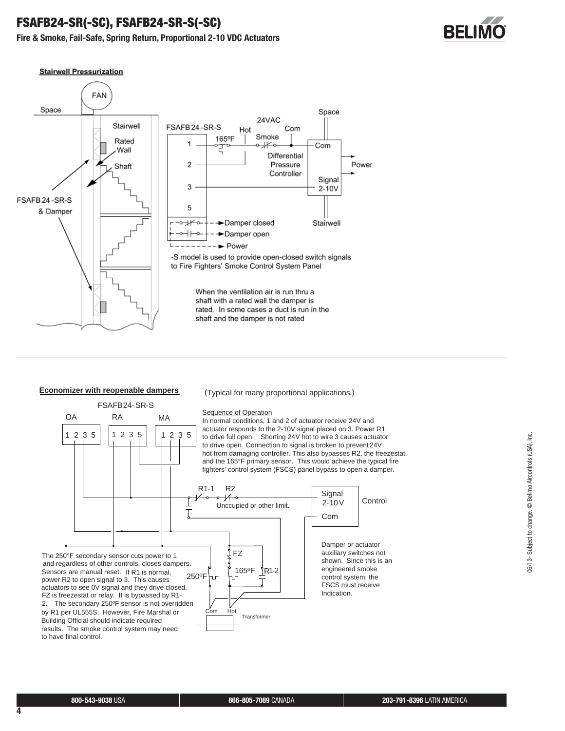# FSAFB24-SR(-SC), FSAFB24-SR-S(-SC)

**Fire & Smoke, Fail-Safe, Spring Return, Proportional 2-10 VDC Actuators**

**Stairwell Pressurization**

FAN
Space
Stairwell
Rated Wall
Shaft
FSAFB 24-SR-S & Damper

FSAFB 24-SR-S
24VAC
Hot
Com
165ºF
Smoke
1
2
3
5
Differential Pressure Controller
Com
Signal 2-10V
Power
Space
Stairwell
Damper closed
Damper open
Power

-S model is used to provide open-closed switch signals to Fire Fighters' Smoke Control System Panel

When the ventilation air is run thru a shaft with a rated wall the damper is rated. In some cases a duct is run in the shaft and the damper is not rated

**Economizer with reopenable dampers** (Typical for many proportional applications.)

FSAFB24-SR-S
OA 1 2 3 5
RA 1 2 3 5
MA 1 2 3 5

Sequence of Operation
In normal conditions, 1 and 2 of actuator receive 24V and actuator responds to the 2-10V signal placed on 3. Power R1 to drive full open. Shorting 24V hot to wire 3 causes actuator to drive open. Connection to signal is broken to prevent 24V hot from damaging controller. This also bypasses R2, the freezestat, and the 165°F primary sensor. This would achieve the typical fire fighters' control system (FSCS) panel bypass to open a damper.

R1-1
R2
Unccupied or other limit.
Signal 2-10V
Com
Control

FZ
165ºF
R1-2
250ºF
Com
Hot
Transformer

The 250°F secondary sensor cuts power to 1 and regardless of other controls, closes dampers. Sensors are manual reset. If R1 is normal, power R2 to open signal to 3. This causes actuators to see 0V signal and they drive closed. FZ is freezestat or relay. It is bypassed by R1-2. The secondary 250ºF sensor is not overridden by R1 per UL555S. However, Fire Marshal or Building Official should indicate required results. The smoke control system may need to have final control.

Damper or actuator auxiliary switches not shown. Since this is an engineered smoke control system, the FSCS must receive Indication.

06/13- Subject to change. © Belimo Aircontrols (USA), Inc.